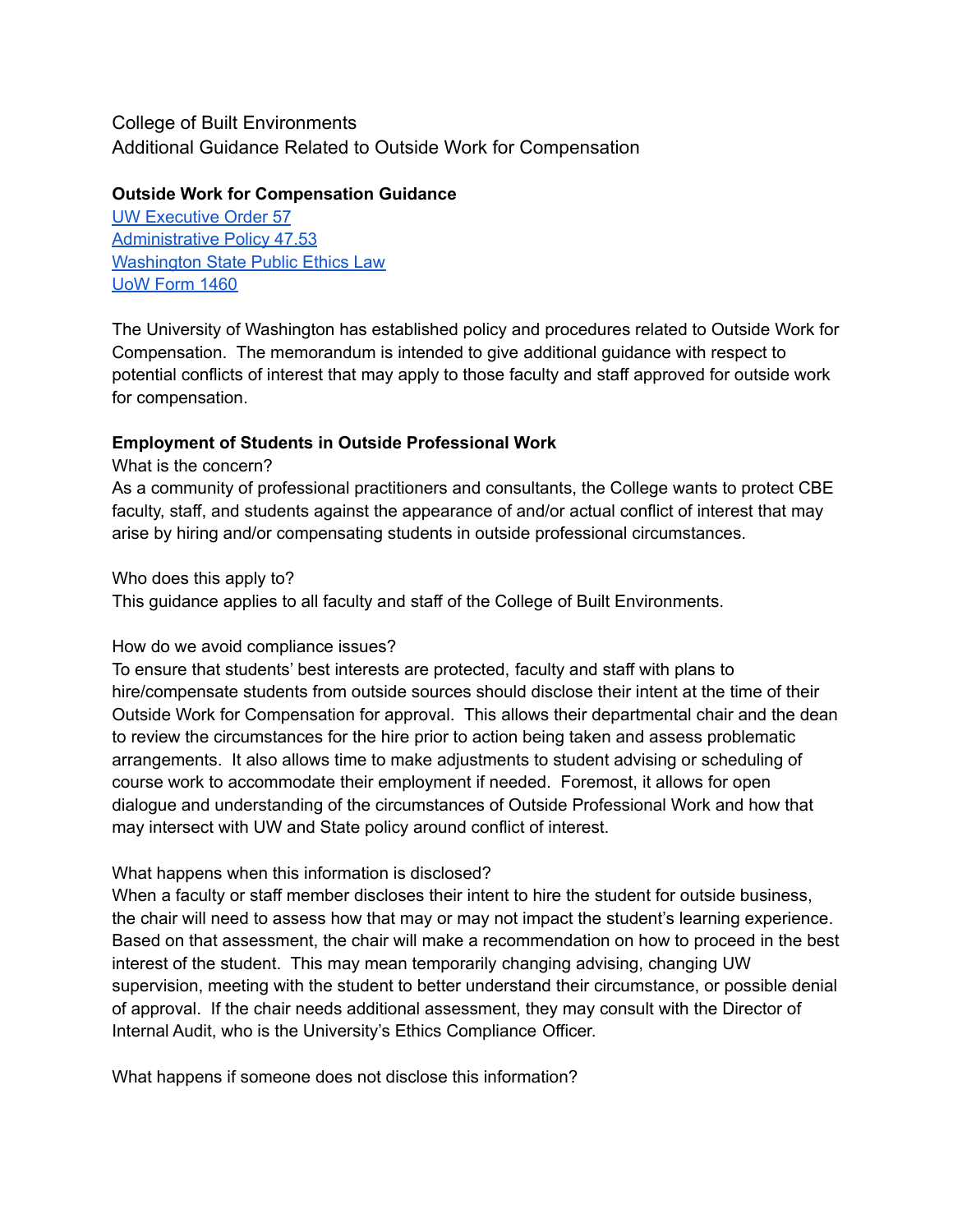College of Built Environments
Additional Guidance Related to Outside Work for Compensation

**Outside Work for Compensation Guidance**
[UW Executive Order 57]
[Administrative Policy 47.53]
[Washington State Public Ethics Law]
[UoW Form 1460]

The University of Washington has established policy and procedures related to Outside Work for Compensation. The memorandum is intended to give additional guidance with respect to potential conflicts of interest that may apply to those faculty and staff approved for outside work for compensation.

**Employment of Students in Outside Professional Work**

What is the concern?
As a community of professional practitioners and consultants, the College wants to protect CBE faculty, staff, and students against the appearance of and/or actual conflict of interest that may arise by hiring and/or compensating students in outside professional circumstances.

Who does this apply to?
This guidance applies to all faculty and staff of the College of Built Environments.

How do we avoid compliance issues?
To ensure that students' best interests are protected, faculty and staff with plans to hire/compensate students from outside sources should disclose their intent at the time of their Outside Work for Compensation for approval. This allows their departmental chair and the dean to review the circumstances for the hire prior to action being taken and assess problematic arrangements. It also allows time to make adjustments to student advising or scheduling of course work to accommodate their employment if needed. Foremost, it allows for open dialogue and understanding of the circumstances of Outside Professional Work and how that may intersect with UW and State policy around conflict of interest.

What happens when this information is disclosed?
When a faculty or staff member discloses their intent to hire the student for outside business, the chair will need to assess how that may or may not impact the student's learning experience. Based on that assessment, the chair will make a recommendation on how to proceed in the best interest of the student. This may mean temporarily changing advising, changing UW supervision, meeting with the student to better understand their circumstance, or possible denial of approval. If the chair needs additional assessment, they may consult with the Director of Internal Audit, who is the University's Ethics Compliance Officer.

What happens if someone does not disclose this information?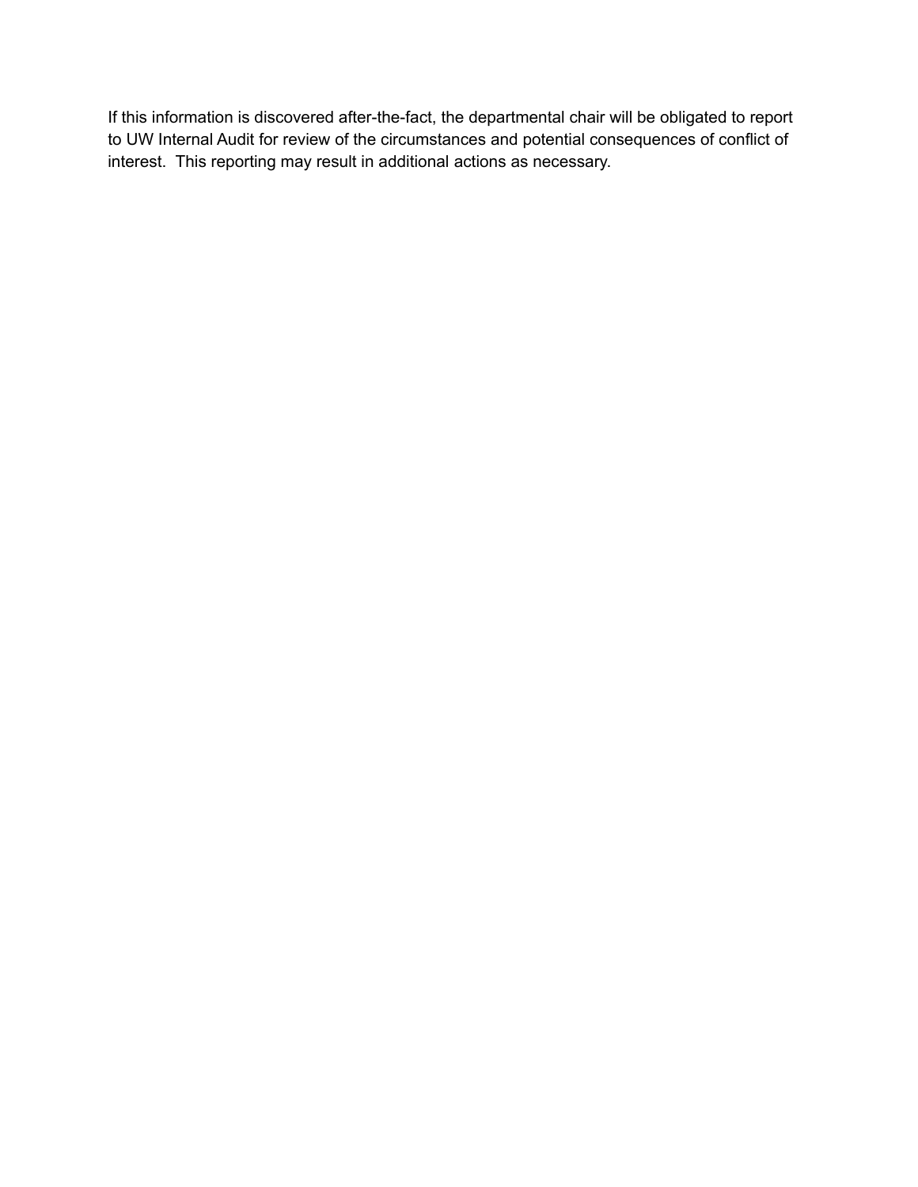If this information is discovered after-the-fact, the departmental chair will be obligated to report to UW Internal Audit for review of the circumstances and potential consequences of conflict of interest. This reporting may result in additional actions as necessary.